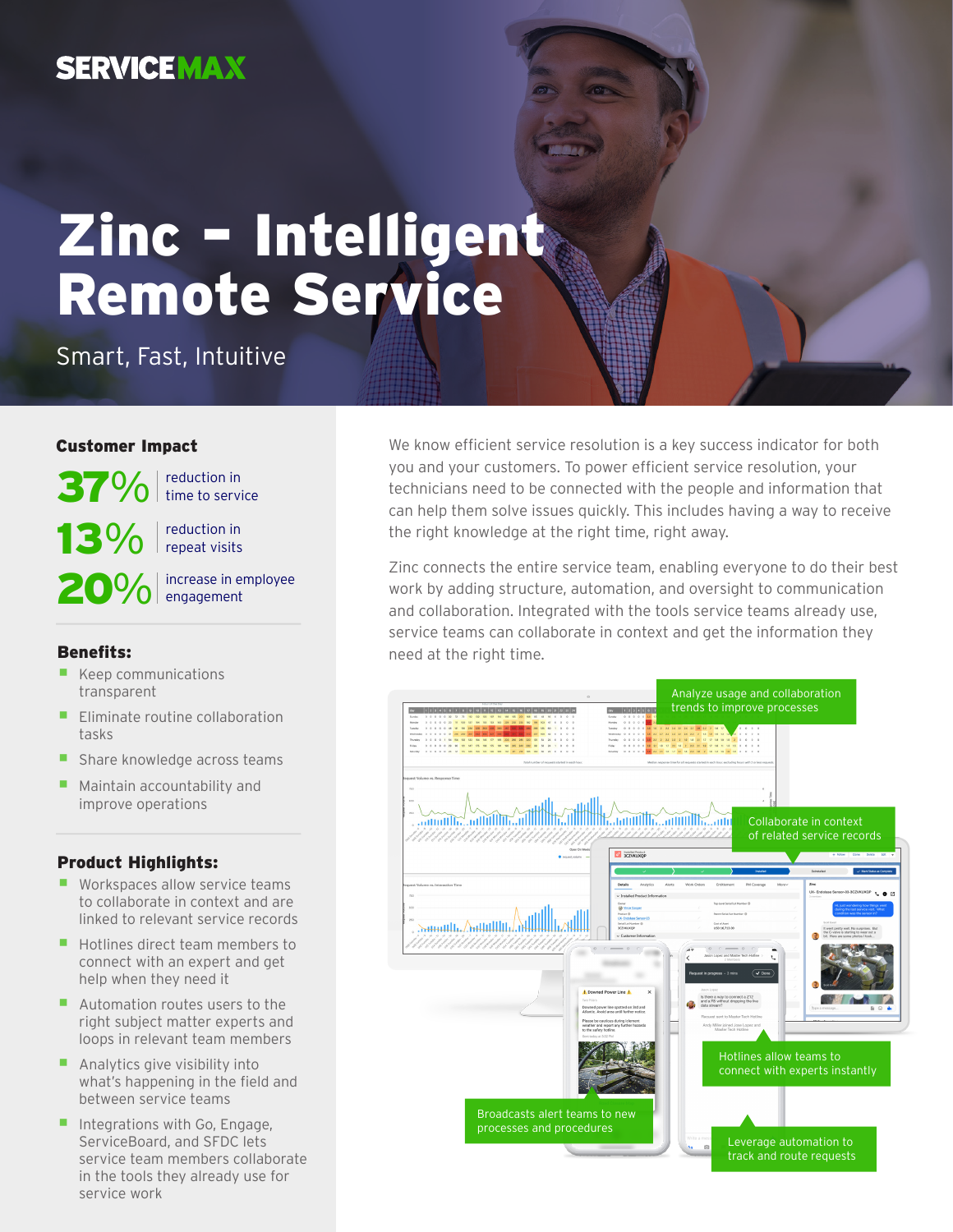SERVICEMAX

# Zinc – Intelligent Remote Service

Smart, Fast, Intuitive

## Customer Impact

**37%** reduction in time to service

**13%** reduction in repeat visits

**20%** increase in employee engagement

### Benefits:

- Keep communications transparent
- Eliminate routine collaboration tasks
- Share knowledge across teams
- Maintain accountability and improve operations

### Product Highlights:

- Workspaces allow service teams to collaborate in context and are linked to relevant service records
- Hotlines direct team members to connect with an expert and get help when they need it
- Automation routes users to the right subject matter experts and loops in relevant team members
- Analytics give visibility into what's happening in the field and between service teams
- Integrations with Go, Engage, ServiceBoard, and SFDC lets service team members collaborate in the tools they already use for service work

We know efficient service resolution is a key success indicator for both you and your customers. To power efficient service resolution, your technicians need to be connected with the people and information that can help them solve issues quickly. This includes having a way to receive the right knowledge at the right time, right away.

Zinc connects the entire service team, enabling everyone to do their best work by adding structure, automation, and oversight to communication and collaboration. Integrated with the tools service teams already use, service teams can collaborate in context and get the information they need at the right time.

Analyze usage and collaboration trends to improve processes

Collaborate in context of related service records

Hotlines allow teams to connect with experts instantly

Broadcasts alert teams to new processes and procedures

Leverage automation to track and route requests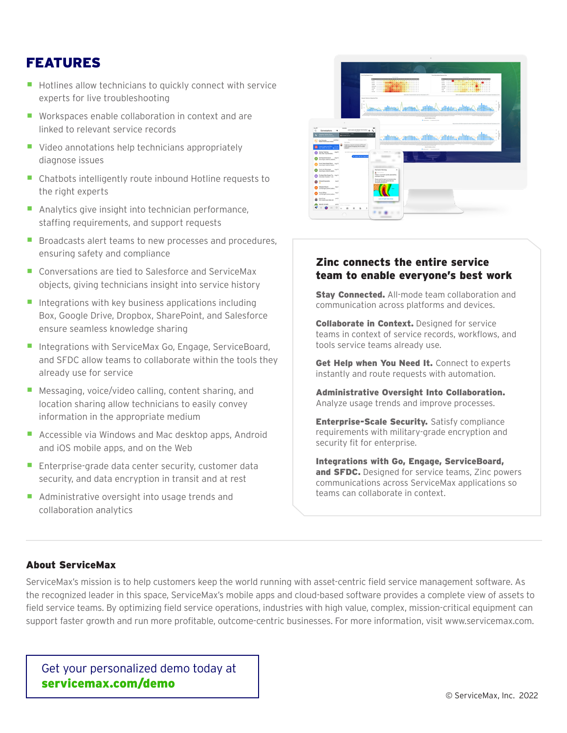## FEATURES

- Hotlines allow technicians to quickly connect with service experts for live troubleshooting
- Workspaces enable collaboration in context and are linked to relevant service records
- Video annotations help technicians appropriately diagnose issues
- Chatbots intelligently route inbound Hotline requests to the right experts
- Analytics give insight into technician performance, staffing requirements, and support requests
- Broadcasts alert teams to new processes and procedures, ensuring safety and compliance
- Conversations are tied to Salesforce and ServiceMax objects, giving technicians insight into service history
- Integrations with key business applications including Box, Google Drive, Dropbox, SharePoint, and Salesforce ensure seamless knowledge sharing
- Integrations with ServiceMax Go, Engage, ServiceBoard, and SFDC allow teams to collaborate within the tools they already use for service
- Messaging, voice/video calling, content sharing, and location sharing allow technicians to easily convey information in the appropriate medium
- Accessible via Windows and Mac desktop apps, Android and iOS mobile apps, and on the Web
- Enterprise-grade data center security, customer data security, and data encryption in transit and at rest
- Administrative oversight into usage trends and collaboration analytics

### Zinc connects the entire service team to enable everyone's best work

**Stay Connected.** All-mode team collaboration and communication across platforms and devices.

**Collaborate in Context.** Designed for service teams in context of service records, workflows, and tools service teams already use.

**Get Help when You Need It.** Connect to experts instantly and route requests with automation.

**Administrative Oversight Into Collaboration.** Analyze usage trends and improve processes.

**Enterprise-Scale Security.** Satisfy compliance requirements with military-grade encryption and security fit for enterprise.

**Integrations with Go, Engage, ServiceBoard, and SFDC.** Designed for service teams, Zinc powers communications across ServiceMax applications so teams can collaborate in context.

---

### About ServiceMax

ServiceMax's mission is to help customers keep the world running with asset-centric field service management software. As the recognized leader in this space, ServiceMax's mobile apps and cloud-based software provides a complete view of assets to field service teams. By optimizing field service operations, industries with high value, complex, mission-critical equipment can support faster growth and run more profitable, outcome-centric businesses. For more information, visit www.servicemax.com.

Get your personalized demo today at
**servicemax.com/demo**

© ServiceMax, Inc. 2022